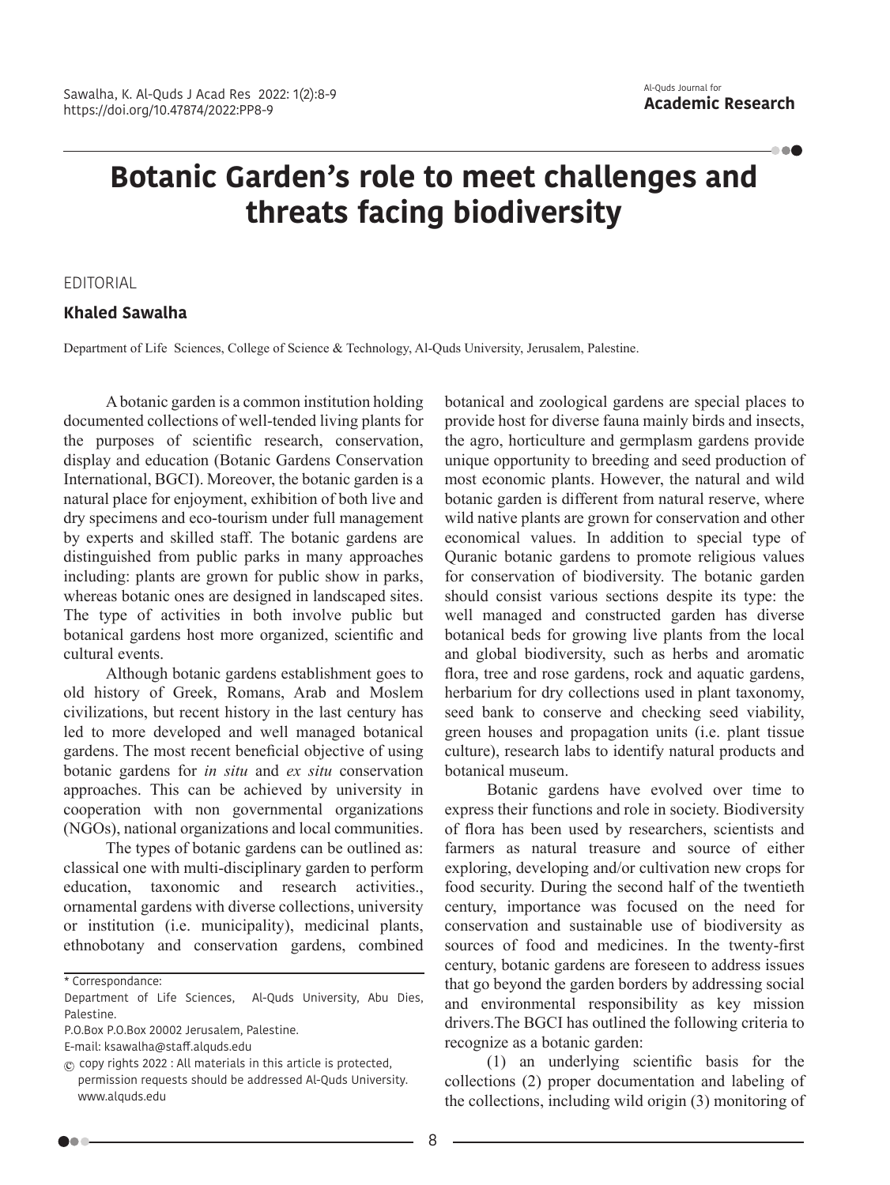# Botanic Garden's role to meet challenges and threats facing biodiversity

EDITORIAL

**Khaled Sawalha**

Department of Life Sciences, College of Science & Technology, Al-Quds University, Jerusalem, Palestine.

A botanic garden is a common institution holding documented collections of well-tended living plants for the purposes of scientific research, conservation, display and education (Botanic Gardens Conservation International, BGCI). Moreover, the botanic garden is a natural place for enjoyment, exhibition of both live and dry specimens and eco-tourism under full management by experts and skilled staff. The botanic gardens are distinguished from public parks in many approaches including: plants are grown for public show in parks, whereas botanic ones are designed in landscaped sites. The type of activities in both involve public but botanical gardens host more organized, scientific and cultural events.

Although botanic gardens establishment goes to old history of Greek, Romans, Arab and Moslem civilizations, but recent history in the last century has led to more developed and well managed botanical gardens. The most recent beneficial objective of using botanic gardens for *in situ* and *ex situ* conservation approaches. This can be achieved by university in cooperation with non governmental organizations (NGOs), national organizations and local communities.

The types of botanic gardens can be outlined as: classical one with multi-disciplinary garden to perform education, taxonomic and research activities., ornamental gardens with diverse collections, university or institution (i.e. municipality), medicinal plants, ethnobotany and conservation gardens, combined botanical and zoological gardens are special places to provide host for diverse fauna mainly birds and insects, the agro, horticulture and germplasm gardens provide unique opportunity to breeding and seed production of most economic plants. However, the natural and wild botanic garden is different from natural reserve, where wild native plants are grown for conservation and other economical values. In addition to special type of Quranic botanic gardens to promote religious values for conservation of biodiversity. The botanic garden should consist various sections despite its type: the well managed and constructed garden has diverse botanical beds for growing live plants from the local and global biodiversity, such as herbs and aromatic flora, tree and rose gardens, rock and aquatic gardens, herbarium for dry collections used in plant taxonomy, seed bank to conserve and checking seed viability, green houses and propagation units (i.e. plant tissue culture), research labs to identify natural products and botanical museum.

Botanic gardens have evolved over time to express their functions and role in society. Biodiversity of flora has been used by researchers, scientists and farmers as natural treasure and source of either exploring, developing and/or cultivation new crops for food security. During the second half of the twentieth century, importance was focused on the need for conservation and sustainable use of biodiversity as sources of food and medicines. In the twenty-first century, botanic gardens are foreseen to address issues that go beyond the garden borders by addressing social and environmental responsibility as key mission drivers.The BGCI has outlined the following criteria to recognize as a botanic garden:

(1) an underlying scientific basis for the collections (2) proper documentation and labeling of the collections, including wild origin (3) monitoring of

---

\* Correspondance:

Department of Life Sciences, Al-Quds University, Abu Dies, Palestine.

P.O.Box P.O.Box 20002 Jerusalem, Palestine.

E-mail: ksawalha@staff.alquds.edu

© copy rights 2022 : All materials in this article is protected, permission requests should be addressed Al-Quds University. www.alquds.edu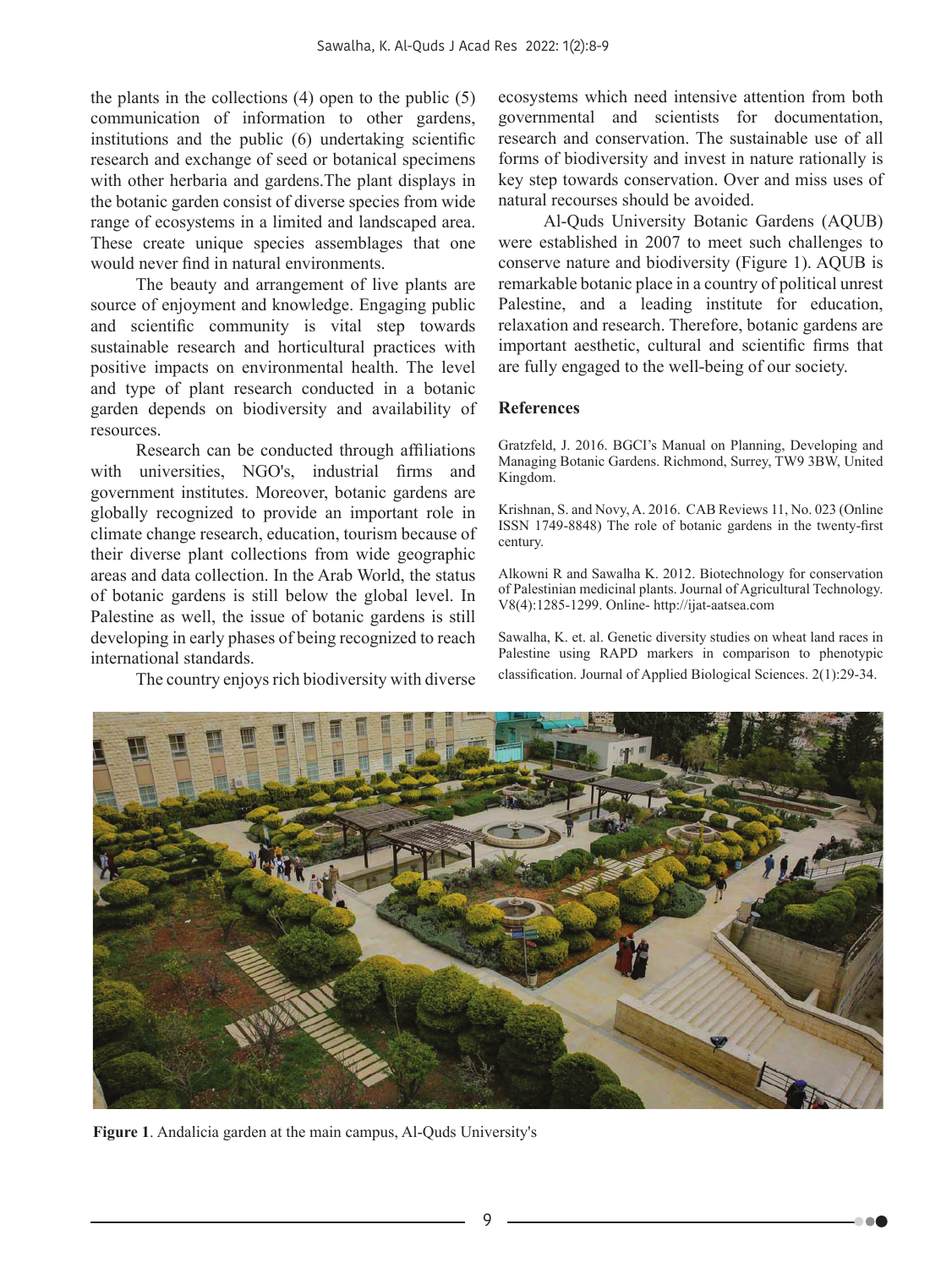the plants in the collections (4) open to the public (5) communication of information to other gardens, institutions and the public (6) undertaking scientific research and exchange of seed or botanical specimens with other herbaria and gardens.The plant displays in the botanic garden consist of diverse species from wide range of ecosystems in a limited and landscaped area. These create unique species assemblages that one would never find in natural environments.

The beauty and arrangement of live plants are source of enjoyment and knowledge. Engaging public and scientific community is vital step towards sustainable research and horticultural practices with positive impacts on environmental health. The level and type of plant research conducted in a botanic garden depends on biodiversity and availability of resources.

Research can be conducted through affiliations with universities, NGO's, industrial firms and government institutes. Moreover, botanic gardens are globally recognized to provide an important role in climate change research, education, tourism because of their diverse plant collections from wide geographic areas and data collection. In the Arab World, the status of botanic gardens is still below the global level. In Palestine as well, the issue of botanic gardens is still developing in early phases of being recognized to reach international standards.

The country enjoys rich biodiversity with diverse ecosystems which need intensive attention from both governmental and scientists for documentation, research and conservation. The sustainable use of all forms of biodiversity and invest in nature rationally is key step towards conservation. Over and miss uses of natural recourses should be avoided.

Al-Quds University Botanic Gardens (AQUB) were established in 2007 to meet such challenges to conserve nature and biodiversity (Figure 1). AQUB is remarkable botanic place in a country of political unrest Palestine, and a leading institute for education, relaxation and research. Therefore, botanic gardens are important aesthetic, cultural and scientific firms that are fully engaged to the well-being of our society.

## References

Gratzfeld, J. 2016. BGCI's Manual on Planning, Developing and Managing Botanic Gardens. Richmond, Surrey, TW9 3BW, United Kingdom.

Krishnan, S. and Novy, A. 2016. CAB Reviews 11, No. 023 (Online ISSN 1749-8848) The role of botanic gardens in the twenty-first century.

Alkowni R and Sawalha K. 2012. Biotechnology for conservation of Palestinian medicinal plants. Journal of Agricultural Technology. V8(4):1285-1299. Online- http://ijat-aatsea.com

Sawalha, K. et. al. Genetic diversity studies on wheat land races in Palestine using RAPD markers in comparison to phenotypic classification. Journal of Applied Biological Sciences. 2(1):29-34.

**Figure 1**. Andalicia garden at the main campus, Al-Quds University's